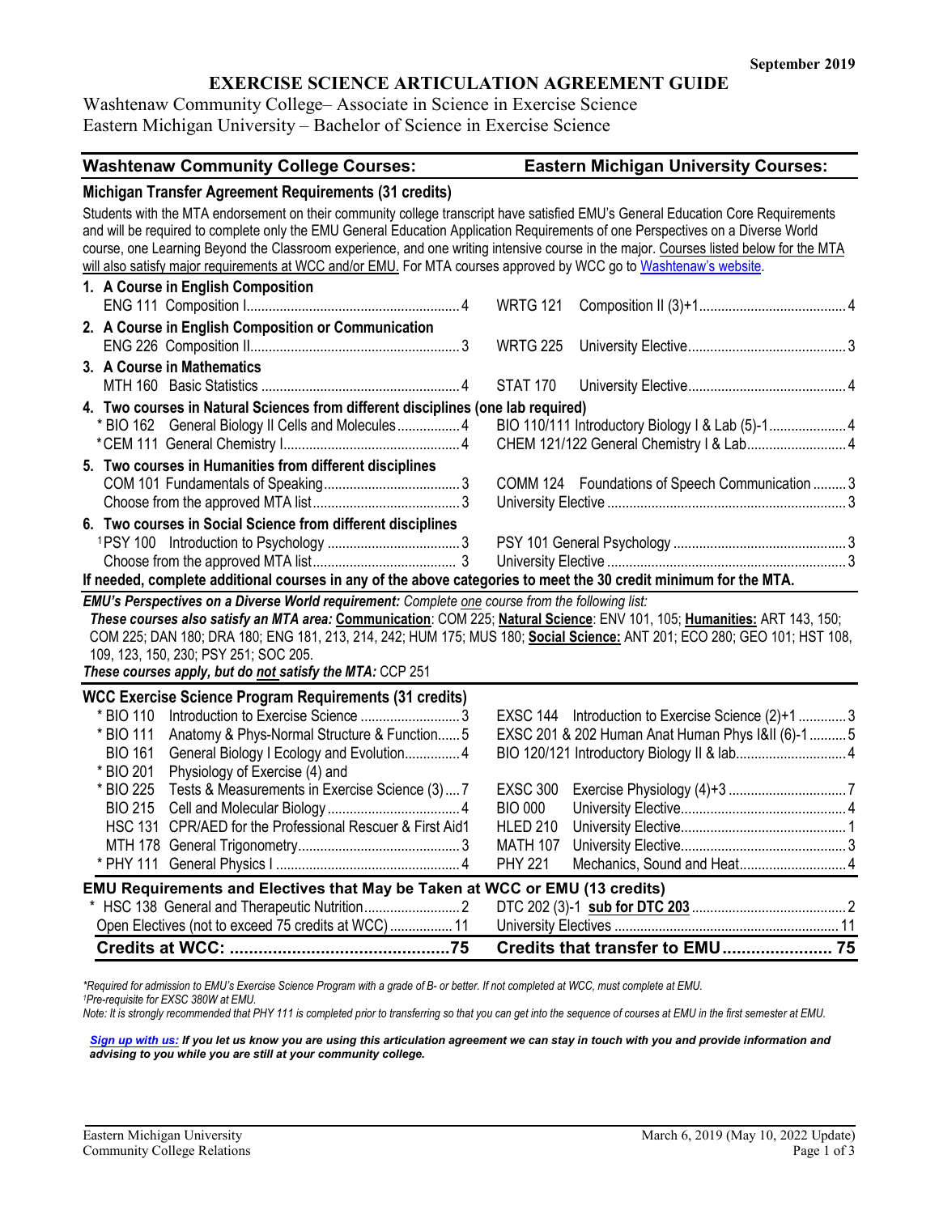September 2019

# EXERCISE SCIENCE ARTICULATION AGREEMENT GUIDE

Washtenaw Community College– Associate in Science in Exercise Science
Eastern Michigan University – Bachelor of Science in Exercise Science

| Washtenaw Community College Courses: | Eastern Michigan University Courses: |
|---|---|
| **Michigan Transfer Agreement Requirements (31 credits)** | |

Students with the MTA endorsement on their community college transcript have satisfied EMU's General Education Core Requirements and will be required to complete only the EMU General Education Application Requirements of one Perspectives on a Diverse World course, one Learning Beyond the Classroom experience, and one writing intensive course in the major. Courses listed below for the MTA will also satisfy major requirements at WCC and/or EMU. For MTA courses approved by WCC go to Washtenaw's website.

| Washtenaw Community College Courses | Eastern Michigan University Courses |
|---|---|
| **1. A Course in English Composition** | |
| ENG 111 Composition I ... 4 | WRTG 121 Composition II (3)+1 ... 4 |
| **2. A Course in English Composition or Communication** | |
| ENG 226 Composition II ... 3 | WRTG 225 University Elective ... 3 |
| **3. A Course in Mathematics** | |
| MTH 160 Basic Statistics ... 4 | STAT 170 University Elective ... 4 |
| **4. Two courses in Natural Sciences from different disciplines (one lab required)** | |
| * BIO 162 General Biology II Cells and Molecules ... 4 | BIO 110/111 Introductory Biology I & Lab (5)-1 ... 4 |
| * CEM 111 General Chemistry I ... 4 | CHEM 121/122 General Chemistry I & Lab ... 4 |
| **5. Two courses in Humanities from different disciplines** | |
| COM 101 Fundamentals of Speaking ... 3 | COMM 124 Foundations of Speech Communication ... 3 |
| Choose from the approved MTA list ... 3 | University Elective ... 3 |
| **6. Two courses in Social Science from different disciplines** | |
| [1]PSY 100 Introduction to Psychology ... 3 | PSY 101 General Psychology ... 3 |
| Choose from the approved MTA list ... 3 | University Elective ... 3 |

**If needed, complete additional courses in any of the above categories to meet the 30 credit minimum for the MTA.**

***EMU's Perspectives on a Diverse World requirement:*** *Complete one course from the following list:*
***These courses also satisfy an MTA area:*** **Communication**: COM 225; **Natural Science**: ENV 101, 105; **Humanities:** ART 143, 150; COM 225; DAN 180; DRA 180; ENG 181, 213, 214, 242; HUM 175; MUS 180; **Social Science:** ANT 201; ECO 280; GEO 101; HST 108, 109, 123, 150, 230; PSY 251; SOC 205.
***These courses apply, but do not satisfy the MTA:*** CCP 251

| WCC Exercise Science Program Requirements (31 credits) | |
|---|---|
| * BIO 110 Introduction to Exercise Science ... 3 | EXSC 144 Introduction to Exercise Science (2)+1 ... 3 |
| * BIO 111 Anatomy & Phys-Normal Structure & Function ... 5 | EXSC 201 & 202 Human Anat Human Phys I&II (6)-1 ... 5 |
| BIO 161 General Biology I Ecology and Evolution ... 4 | BIO 120/121 Introductory Biology II & lab ... 4 |
| * BIO 201 Physiology of Exercise (4) and | |
| * BIO 225 Tests & Measurements in Exercise Science (3) ... 7 | EXSC 300 Exercise Physiology (4)+3 ... 7 |
| BIO 215 Cell and Molecular Biology ... 4 | BIO 000 University Elective ... 4 |
| HSC 131 CPR/AED for the Professional Rescuer & First Aid 1 | HLED 210 University Elective ... 1 |
| MTH 178 General Trigonometry ... 3 | MATH 107 University Elective ... 3 |
| * PHY 111 General Physics I ... 4 | PHY 221 Mechanics, Sound and Heat ... 4 |

| EMU Requirements and Electives that May be Taken at WCC or EMU (13 credits) | |
|---|---|
| * HSC 138 General and Therapeutic Nutrition ... 2 | DTC 202 (3)-1 sub for DTC 203 ... 2 |
| Open Electives (not to exceed 75 credits at WCC) ... 11 | University Electives ... 11 |
| **Credits at WCC: ... 75** | **Credits that transfer to EMU ... 75** |

*\*Required for admission to EMU's Exercise Science Program with a grade of B- or better. If not completed at WCC, must complete at EMU.*
*[1]Pre-requisite for EXSC 380W at EMU.*
*Note: It is strongly recommended that PHY 111 is completed prior to transferring so that you can get into the sequence of courses at EMU in the first semester at EMU.*

***Sign up with us:** If you let us know you are using this articulation agreement we can stay in touch with you and provide information and advising to you while you are still at your community college.*

Eastern Michigan University
Community College Relations

March 6, 2019 (May 10, 2022 Update)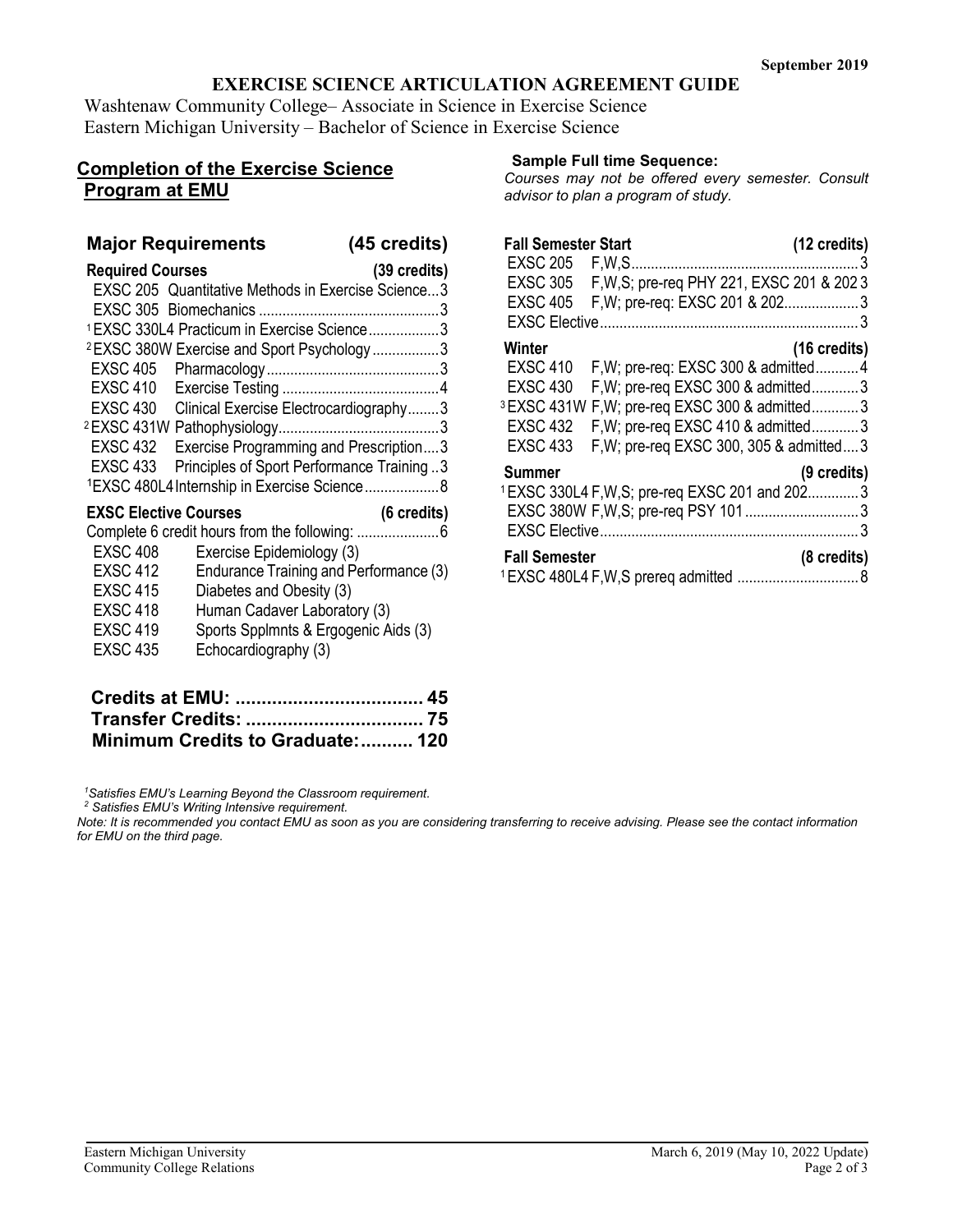September 2019

# EXERCISE SCIENCE ARTICULATION AGREEMENT GUIDE

Washtenaw Community College– Associate in Science in Exercise Science
Eastern Michigan University – Bachelor of Science in Exercise Science

## Completion of the Exercise Science Program at EMU

### Major Requirements (45 credits)

**Required Courses (39 credits)**

| Course | Title | Credits |
|---|---|---|
| EXSC 205 | Quantitative Methods in Exercise Science | 3 |
| EXSC 305 | Biomechanics | 3 |
| [1]EXSC 330L4 | Practicum in Exercise Science | 3 |
| [2]EXSC 380W | Exercise and Sport Psychology | 3 |
| EXSC 405 | Pharmacology | 3 |
| EXSC 410 | Exercise Testing | 4 |
| EXSC 430 | Clinical Exercise Electrocardiography | 3 |
| [2]EXSC 431W | Pathophysiology | 3 |
| EXSC 432 | Exercise Programming and Prescription | 3 |
| EXSC 433 | Principles of Sport Performance Training | 3 |
| [1]EXSC 480L4 | Internship in Exercise Science | 8 |

**EXSC Elective Courses (6 credits)**

Complete 6 credit hours from the following: ....................6

- EXSC 408 Exercise Epidemiology (3)
- EXSC 412 Endurance Training and Performance (3)
- EXSC 415 Diabetes and Obesity (3)
- EXSC 418 Human Cadaver Laboratory (3)
- EXSC 419 Sports Spplmnts & Ergogenic Aids (3)
- EXSC 435 Echocardiography (3)

**Credits at EMU: .................................... 45**
**Transfer Credits: .................................. 75**
**Minimum Credits to Graduate:.......... 120**

### Sample Full time Sequence:

*Courses may not be offered every semester. Consult advisor to plan a program of study.*

**Fall Semester Start (12 credits)**

| Course | Offered / Prerequisites | Credits |
|---|---|---|
| EXSC 205 | F,W,S | 3 |
| EXSC 305 | F,W,S; pre-req PHY 221, EXSC 201 & 202 | 3 |
| EXSC 405 | F,W; pre-req: EXSC 201 & 202 | 3 |
| EXSC Elective | | 3 |

**Winter (16 credits)**

| Course | Offered / Prerequisites | Credits |
|---|---|---|
| EXSC 410 | F,W; pre-req: EXSC 300 & admitted | 4 |
| EXSC 430 | F,W; pre-req EXSC 300 & admitted | 3 |
| [3]EXSC 431W | F,W; pre-req EXSC 300 & admitted | 3 |
| EXSC 432 | F,W; pre-req EXSC 410 & admitted | 3 |
| EXSC 433 | F,W; pre-req EXSC 300, 305 & admitted | 3 |

**Summer (9 credits)**

| Course | Offered / Prerequisites | Credits |
|---|---|---|
| [1]EXSC 330L4 | F,W,S; pre-req EXSC 201 and 202 | 3 |
| EXSC 380W | F,W,S; pre-req PSY 101 | 3 |
| EXSC Elective | | 3 |

**Fall Semester (8 credits)**

| Course | Offered / Prerequisites | Credits |
|---|---|---|
| [1]EXSC 480L4 | F,W,S prereq admitted | 8 |

*[1]Satisfies EMU's Learning Beyond the Classroom requirement.*
*[2] Satisfies EMU's Writing Intensive requirement.*

*Note: It is recommended you contact EMU as soon as you are considering transferring to receive advising. Please see the contact information for EMU on the third page.*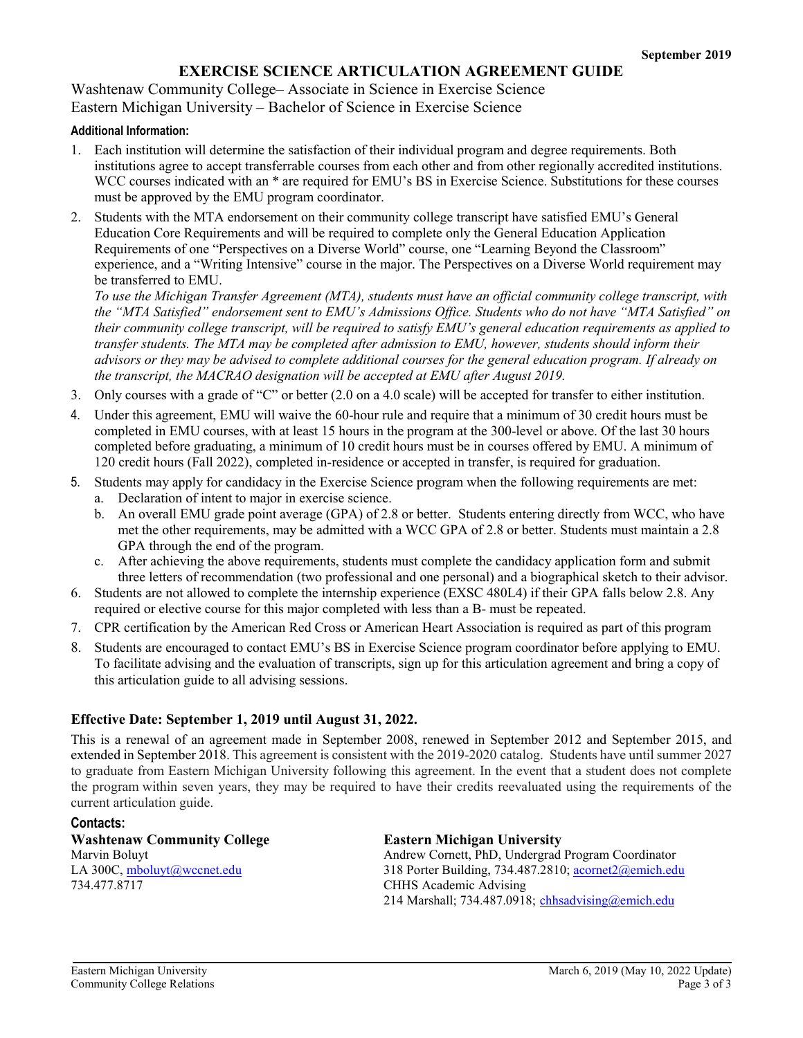September 2019

# EXERCISE SCIENCE ARTICULATION AGREEMENT GUIDE

Washtenaw Community College– Associate in Science in Exercise Science
Eastern Michigan University – Bachelor of Science in Exercise Science

**Additional Information:**

1. Each institution will determine the satisfaction of their individual program and degree requirements. Both institutions agree to accept transferrable courses from each other and from other regionally accredited institutions. WCC courses indicated with an * are required for EMU's BS in Exercise Science. Substitutions for these courses must be approved by the EMU program coordinator.
2. Students with the MTA endorsement on their community college transcript have satisfied EMU's General Education Core Requirements and will be required to complete only the General Education Application Requirements of one "Perspectives on a Diverse World" course, one "Learning Beyond the Classroom" experience, and a "Writing Intensive" course in the major. The Perspectives on a Diverse World requirement may be transferred to EMU.
   *To use the Michigan Transfer Agreement (MTA), students must have an official community college transcript, with the "MTA Satisfied" endorsement sent to EMU's Admissions Office. Students who do not have "MTA Satisfied" on their community college transcript, will be required to satisfy EMU's general education requirements as applied to transfer students. The MTA may be completed after admission to EMU, however, students should inform their advisors or they may be advised to complete additional courses for the general education program. If already on the transcript, the MACRAO designation will be accepted at EMU after August 2019.*
3. Only courses with a grade of "C" or better (2.0 on a 4.0 scale) will be accepted for transfer to either institution.
4. Under this agreement, EMU will waive the 60-hour rule and require that a minimum of 30 credit hours must be completed in EMU courses, with at least 15 hours in the program at the 300-level or above. Of the last 30 hours completed before graduating, a minimum of 10 credit hours must be in courses offered by EMU. A minimum of 120 credit hours (Fall 2022), completed in-residence or accepted in transfer, is required for graduation.
5. Students may apply for candidacy in the Exercise Science program when the following requirements are met:
   a. Declaration of intent to major in exercise science.
   b. An overall EMU grade point average (GPA) of 2.8 or better. Students entering directly from WCC, who have met the other requirements, may be admitted with a WCC GPA of 2.8 or better. Students must maintain a 2.8 GPA through the end of the program.
   c. After achieving the above requirements, students must complete the candidacy application form and submit three letters of recommendation (two professional and one personal) and a biographical sketch to their advisor.
6. Students are not allowed to complete the internship experience (EXSC 480L4) if their GPA falls below 2.8. Any required or elective course for this major completed with less than a B- must be repeated.
7. CPR certification by the American Red Cross or American Heart Association is required as part of this program
8. Students are encouraged to contact EMU's BS in Exercise Science program coordinator before applying to EMU. To facilitate advising and the evaluation of transcripts, sign up for this articulation agreement and bring a copy of this articulation guide to all advising sessions.

**Effective Date: September 1, 2019 until August 31, 2022.**

This is a renewal of an agreement made in September 2008, renewed in September 2012 and September 2015, and extended in September 2018. This agreement is consistent with the 2019-2020 catalog. Students have until summer 2027 to graduate from Eastern Michigan University following this agreement. In the event that a student does not complete the program within seven years, they may be required to have their credits reevaluated using the requirements of the current articulation guide.

**Contacts:**

**Washtenaw Community College**
Marvin Boluyt
LA 300C, mboluyt@wccnet.edu
734.477.8717

**Eastern Michigan University**
Andrew Cornett, PhD, Undergrad Program Coordinator
318 Porter Building, 734.487.2810; acornet2@emich.edu
CHHS Academic Advising
214 Marshall; 734.487.0918; chhsadvising@emich.edu

Eastern Michigan University
Community College Relations

March 6, 2019 (May 10, 2022 Update)